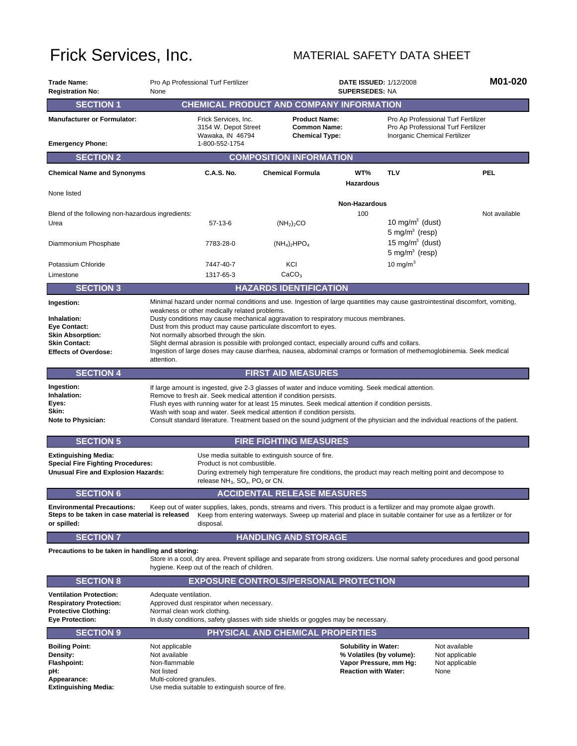# Frick Services, Inc.

## MATERIAL SAFETY DATA SHEET

**Trade Name:** Pro Ap Professional Turf Fertilizer
**Registration No:** None

**DATE ISSUED:** 1/12/2008
**SUPERSEDES:** NA

**M01-020**

## SECTION 1 — CHEMICAL PRODUCT AND COMPANY INFORMATION

**Manufacturer or Formulator:** Frick Services, Inc.
3154 W. Depot Street
Wawaka, IN 46794

**Emergency Phone:** 1-800-552-1754

**Product Name:** Pro Ap Professional Turf Fertilizer
**Common Name:** Pro Ap Professional Turf Fertilizer
**Chemical Type:** Inorganic Chemical Fertilizer

## SECTION 2 — COMPOSITION INFORMATION

| Chemical Name and Synonyms | C.A.S. No. | Chemical Formula | WT% | TLV | PEL |
|---|---|---|---|---|---|
| | | | **Hazardous** | | |
| None listed | | | | | |
| | | | **Non-Hazardous** | | |
| Blend of the following non-hazardous ingredients: | | | 100 | | Not available |
| Urea | 57-13-6 | $(NH_2)_2CO$ | | 10 $mg/m^3$ (dust)<br>5 $mg/m^3$ (resp) | |
| Diammonium Phosphate | 7783-28-0 | $(NH_4)_2HPO_4$ | | 15 $mg/m^3$ (dust)<br>5 $mg/m^3$ (resp) | |
| Potassium Chloride | 7447-40-7 | KCl | | 10 $mg/m^3$ | |
| Limestone | 1317-65-3 | $CaCO_3$ | | | |

## SECTION 3 — HAZARDS IDENTIFICATION

**Ingestion:** Minimal hazard under normal conditions and use. Ingestion of large quantities may cause gastrointestinal discomfort, vomiting, weakness or other medically related problems.
**Inhalation:** Dusty conditions may cause mechanical aggravation to respiratory mucous membranes.
**Eye Contact:** Dust from this product may cause particulate discomfort to eyes.
**Skin Absorption:** Not normally absorbed through the skin.
**Skin Contact:** Slight dermal abrasion is possible with prolonged contact, especially around cuffs and collars.
**Effects of Overdose:** Ingestion of large doses may cause diarrhea, nausea, abdominal cramps or formation of methemoglobinemia. Seek medical attention.

## SECTION 4 — FIRST AID MEASURES

**Ingestion:** If large amount is ingested, give 2-3 glasses of water and induce vomiting. Seek medical attention.
**Inhalation:** Remove to fresh air. Seek medical attention if condition persists.
**Eyes:** Flush eyes with running water for at least 15 minutes. Seek medical attention if condition persists.
**Skin:** Wash with soap and water. Seek medical attention if condition persists.
**Note to Physician:** Consult standard literature. Treatment based on the sound judgment of the physician and the individual reactions of the patient.

## SECTION 5 — FIRE FIGHTING MEASURES

**Extinguishing Media:** Use media suitable to extinguish source of fire.
**Special Fire Fighting Procedures:** Product is not combustible.
**Unusual Fire and Explosion Hazards:** During extremely high temperature fire conditions, the product may reach melting point and decompose to release $NH_3$, $SO_x$, $PO_x$ or CN.

## SECTION 6 — ACCIDENTAL RELEASE MEASURES

**Environmental Precautions:** Keep out of water supplies, lakes, ponds, streams and rivers. This product is a fertilizer and may promote algae growth.
**Steps to be taken in case material is released or spilled:** Keep from entering waterways. Sweep up material and place in suitable container for use as a fertilizer or for disposal.

## SECTION 7 — HANDLING AND STORAGE

**Precautions to be taken in handling and storing:**
Store in a cool, dry area. Prevent spillage and separate from strong oxidizers. Use normal safety procedures and good personal hygiene. Keep out of the reach of children.

## SECTION 8 — EXPOSURE CONTROLS/PERSONAL PROTECTION

**Ventilation Protection:** Adequate ventilation.
**Respiratory Protection:** Approved dust respirator when necessary.
**Protective Clothing:** Normal clean work clothing.
**Eye Protection:** In dusty conditions, safety glasses with side shields or goggles may be necessary.

## SECTION 9 — PHYSICAL AND CHEMICAL PROPERTIES

**Boiling Point:** Not applicable
**Density:** Not available
**Flashpoint:** Non-flammable
**pH:** Not listed
**Appearance:** Multi-colored granules.
**Extinguishing Media:** Use media suitable to extinguish source of fire.

**Solubility in Water:** Not available
**% Volatiles (by volume):** Not applicable
**Vapor Pressure, mm Hg:** Not applicable
**Reaction with Water:** None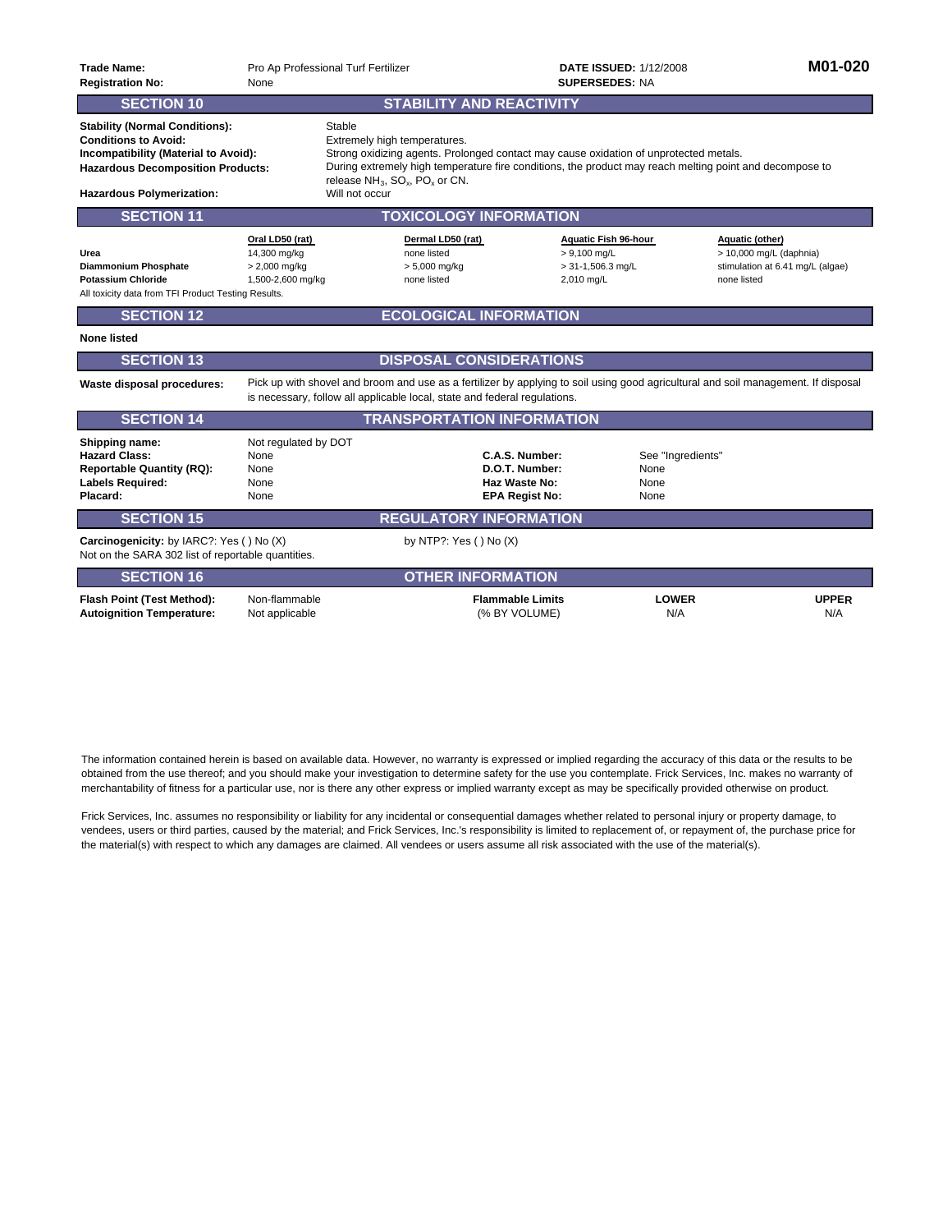| | | | |
|---|---|---|---|
| **Trade Name:** | Pro Ap Professional Turf Fertilizer | **DATE ISSUED:** 1/12/2008 | **M01-020** |
| **Registration No:** | None | **SUPERSEDES:** NA | |

## SECTION 10 STABILITY AND REACTIVITY

| | |
|---|---|
| **Stability (Normal Conditions):** | Stable |
| **Conditions to Avoid:** | Extremely high temperatures. |
| **Incompatibility (Material to Avoid):** | Strong oxidizing agents. Prolonged contact may cause oxidation of unprotected metals. |
| **Hazardous Decomposition Products:** | During extremely high temperature fire conditions, the product may reach melting point and decompose to release $NH_3$, $SO_x$, $PO_x$ or CN. |
| **Hazardous Polymerization:** | Will not occur |

## SECTION 11 TOXICOLOGY INFORMATION

| | Oral LD50 (rat) | Dermal LD50 (rat) | Aquatic Fish 96-hour | Aquatic (other) |
|---|---|---|---|---|
| **Urea** | 14,300 mg/kg | none listed | > 9,100 mg/L | > 10,000 mg/L (daphnia) |
| **Diammonium Phosphate** | > 2,000 mg/kg | > 5,000 mg/kg | > 31-1,506.3 mg/L | stimulation at 6.41 mg/L (algae) |
| **Potassium Chloride** | 1,500-2,600 mg/kg | none listed | 2,010 mg/L | none listed |

All toxicity data from TFI Product Testing Results.

## SECTION 12 ECOLOGICAL INFORMATION

**None listed**

## SECTION 13 DISPOSAL CONSIDERATIONS

**Waste disposal procedures:** Pick up with shovel and broom and use as a fertilizer by applying to soil using good agricultural and soil management. If disposal is necessary, follow all applicable local, state and federal regulations.

## SECTION 14 TRANSPORTATION INFORMATION

| | | | |
|---|---|---|---|
| **Shipping name:** | Not regulated by DOT | | |
| **Hazard Class:** | None | **C.A.S. Number:** | See "Ingredients" |
| **Reportable Quantity (RQ):** | None | **D.O.T. Number:** | None |
| **Labels Required:** | None | **Haz Waste No:** | None |
| **Placard:** | None | **EPA Regist No:** | None |

## SECTION 15 REGULATORY INFORMATION

**Carcinogenicity:** by IARC?: Yes ( ) No (X) by NTP?: Yes ( ) No (X)

Not on the SARA 302 list of reportable quantities.

## SECTION 16 OTHER INFORMATION

| | | | | |
|---|---|---|---|---|
| **Flash Point (Test Method):** | Non-flammable | **Flammable Limits** | **LOWER** | **UPPER** |
| **Autoignition Temperature:** | Not applicable | (% BY VOLUME) | N/A | N/A |

The information contained herein is based on available data. However, no warranty is expressed or implied regarding the accuracy of this data or the results to be obtained from the use thereof; and you should make your investigation to determine safety for the use you contemplate. Frick Services, Inc. makes no warranty of merchantability of fitness for a particular use, nor is there any other express or implied warranty except as may be specifically provided otherwise on product.

Frick Services, Inc. assumes no responsibility or liability for any incidental or consequential damages whether related to personal injury or property damage, to vendees, users or third parties, caused by the material; and Frick Services, Inc.'s responsibility is limited to replacement of, or repayment of, the purchase price for the material(s) with respect to which any damages are claimed. All vendees or users assume all risk associated with the use of the material(s).